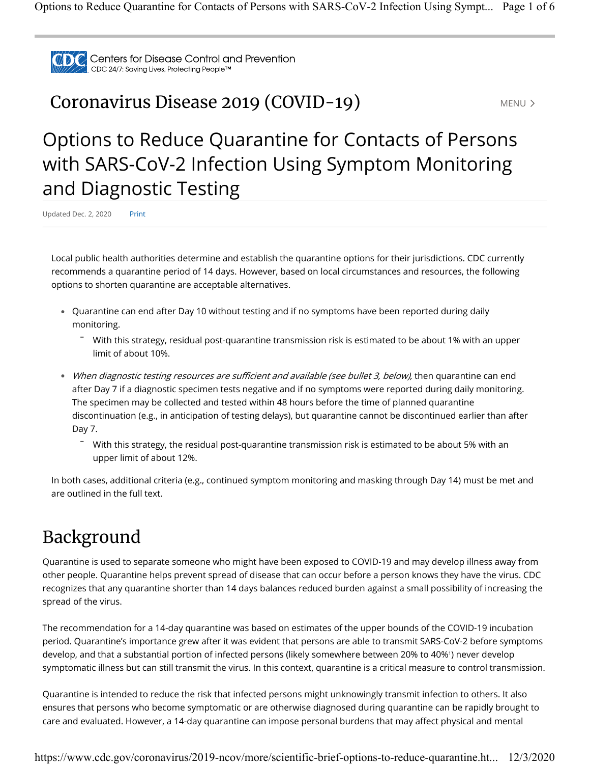Centers for Disease Control and Prevention
CDC 24/7: Saving Lives, Protecting People™

# Coronavirus Disease 2019 (COVID-19)

## Options to Reduce Quarantine for Contacts of Persons with SARS-CoV-2 Infection Using Symptom Monitoring and Diagnostic Testing

Updated Dec. 2, 2020

Local public health authorities determine and establish the quarantine options for their jurisdictions. CDC currently recommends a quarantine period of 14 days. However, based on local circumstances and resources, the following options to shorten quarantine are acceptable alternatives.

- Quarantine can end after Day 10 without testing and if no symptoms have been reported during daily monitoring.
  - With this strategy, residual post-quarantine transmission risk is estimated to be about 1% with an upper limit of about 10%.
- *When diagnostic testing resources are sufficient and available (see bullet 3, below),* then quarantine can end after Day 7 if a diagnostic specimen tests negative and if no symptoms were reported during daily monitoring. The specimen may be collected and tested within 48 hours before the time of planned quarantine discontinuation (e.g., in anticipation of testing delays), but quarantine cannot be discontinued earlier than after Day 7.
  - With this strategy, the residual post-quarantine transmission risk is estimated to be about 5% with an upper limit of about 12%.

In both cases, additional criteria (e.g., continued symptom monitoring and masking through Day 14) must be met and are outlined in the full text.

## Background

Quarantine is used to separate someone who might have been exposed to COVID-19 and may develop illness away from other people. Quarantine helps prevent spread of disease that can occur before a person knows they have the virus. CDC recognizes that any quarantine shorter than 14 days balances reduced burden against a small possibility of increasing the spread of the virus.

The recommendation for a 14-day quarantine was based on estimates of the upper bounds of the COVID-19 incubation period. Quarantine's importance grew after it was evident that persons are able to transmit SARS-CoV-2 before symptoms develop, and that a substantial portion of infected persons (likely somewhere between 20% to 40%[1]) never develop symptomatic illness but can still transmit the virus. In this context, quarantine is a critical measure to control transmission.

Quarantine is intended to reduce the risk that infected persons might unknowingly transmit infection to others. It also ensures that persons who become symptomatic or are otherwise diagnosed during quarantine can be rapidly brought to care and evaluated. However, a 14-day quarantine can impose personal burdens that may affect physical and mental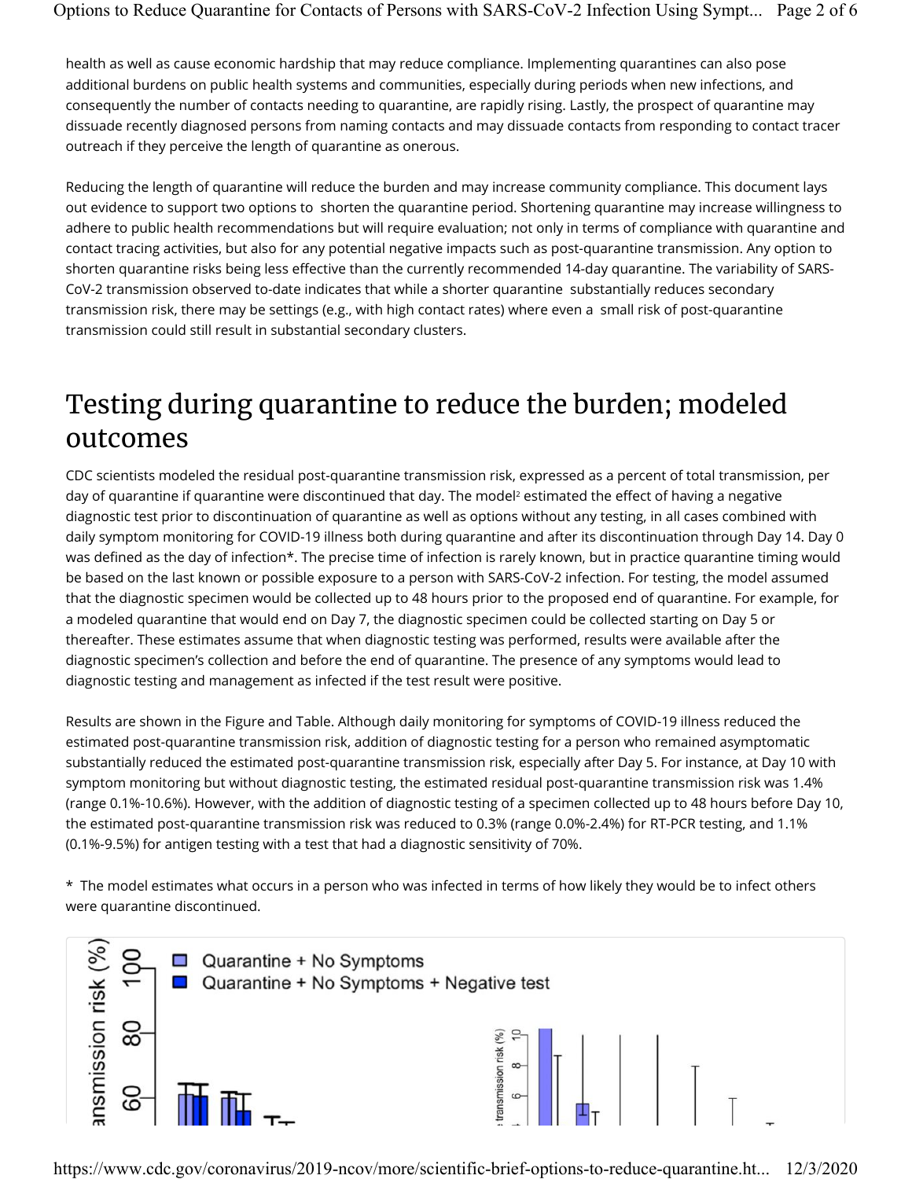health as well as cause economic hardship that may reduce compliance. Implementing quarantines can also pose additional burdens on public health systems and communities, especially during periods when new infections, and consequently the number of contacts needing to quarantine, are rapidly rising. Lastly, the prospect of quarantine may dissuade recently diagnosed persons from naming contacts and may dissuade contacts from responding to contact tracer outreach if they perceive the length of quarantine as onerous.

Reducing the length of quarantine will reduce the burden and may increase community compliance. This document lays out evidence to support two options to shorten the quarantine period. Shortening quarantine may increase willingness to adhere to public health recommendations but will require evaluation; not only in terms of compliance with quarantine and contact tracing activities, but also for any potential negative impacts such as post-quarantine transmission. Any option to shorten quarantine risks being less effective than the currently recommended 14-day quarantine. The variability of SARS-CoV-2 transmission observed to-date indicates that while a shorter quarantine substantially reduces secondary transmission risk, there may be settings (e.g., with high contact rates) where even a small risk of post-quarantine transmission could still result in substantial secondary clusters.

## Testing during quarantine to reduce the burden; modeled outcomes

CDC scientists modeled the residual post-quarantine transmission risk, expressed as a percent of total transmission, per day of quarantine if quarantine were discontinued that day. The model[2] estimated the effect of having a negative diagnostic test prior to discontinuation of quarantine as well as options without any testing, in all cases combined with daily symptom monitoring for COVID-19 illness both during quarantine and after its discontinuation through Day 14. Day 0 was defined as the day of infection*. The precise time of infection is rarely known, but in practice quarantine timing would be based on the last known or possible exposure to a person with SARS-CoV-2 infection. For testing, the model assumed that the diagnostic specimen would be collected up to 48 hours prior to the proposed end of quarantine. For example, for a modeled quarantine that would end on Day 7, the diagnostic specimen could be collected starting on Day 5 or thereafter. These estimates assume that when diagnostic testing was performed, results were available after the diagnostic specimen's collection and before the end of quarantine. The presence of any symptoms would lead to diagnostic testing and management as infected if the test result were positive.

Results are shown in the Figure and Table. Although daily monitoring for symptoms of COVID-19 illness reduced the estimated post-quarantine transmission risk, addition of diagnostic testing for a person who remained asymptomatic substantially reduced the estimated post-quarantine transmission risk, especially after Day 5. For instance, at Day 10 with symptom monitoring but without diagnostic testing, the estimated residual post-quarantine transmission risk was 1.4% (range 0.1%-10.6%). However, with the addition of diagnostic testing of a specimen collected up to 48 hours before Day 10, the estimated post-quarantine transmission risk was reduced to 0.3% (range 0.0%-2.4%) for RT-PCR testing, and 1.1% (0.1%-9.5%) for antigen testing with a test that had a diagnostic sensitivity of 70%.

* The model estimates what occurs in a person who was infected in terms of how likely they would be to infect others were quarantine discontinued.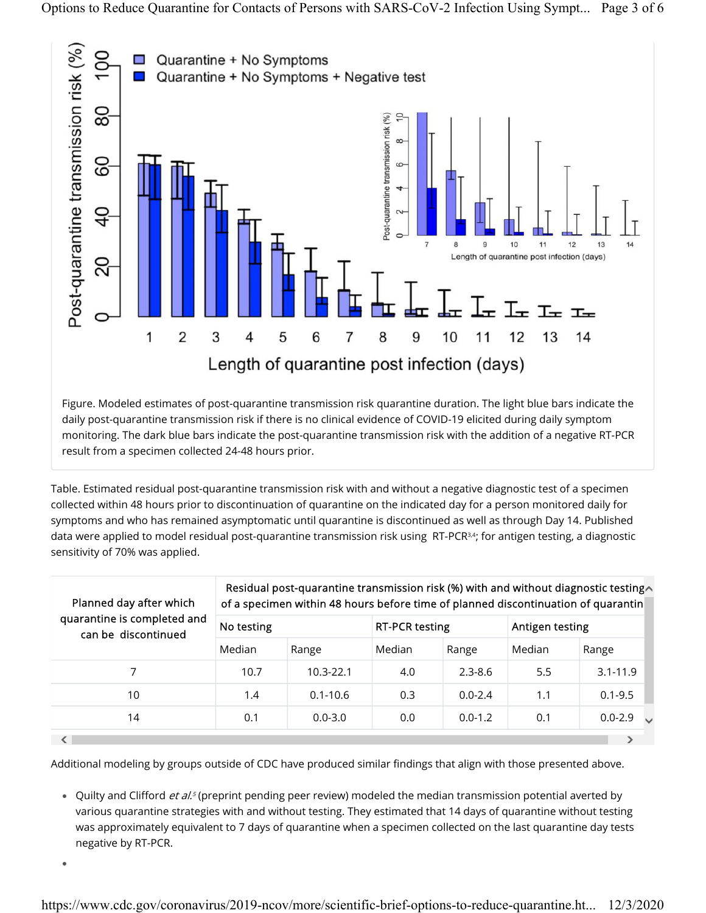Figure. Modeled estimates of post-quarantine transmission risk quarantine duration. The light blue bars indicate the daily post-quarantine transmission risk if there is no clinical evidence of COVID-19 elicited during daily symptom monitoring. The dark blue bars indicate the post-quarantine transmission risk with the addition of a negative RT-PCR result from a specimen collected 24-48 hours prior.

Table. Estimated residual post-quarantine transmission risk with and without a negative diagnostic test of a specimen collected within 48 hours prior to discontinuation of quarantine on the indicated day for a person monitored daily for symptoms and who has remained asymptomatic until quarantine is discontinued as well as through Day 14. Published data were applied to model residual post-quarantine transmission risk using RT-PCR[3,4]; for antigen testing, a diagnostic sensitivity of 70% was applied.

| Planned day after which quarantine is completed and can be discontinued | Residual post-quarantine transmission risk (%) with and without diagnostic testing of a specimen within 48 hours before time of planned discontinuation of quarantin | | | | | |
|---|---|---|---|---|---|---|
| | No testing | | RT-PCR testing | | Antigen testing | |
| | Median | Range | Median | Range | Median | Range |
| 7 | 10.7 | 10.3-22.1 | 4.0 | 2.3-8.6 | 5.5 | 3.1-11.9 |
| 10 | 1.4 | 0.1-10.6 | 0.3 | 0.0-2.4 | 1.1 | 0.1-9.5 |
| 14 | 0.1 | 0.0-3.0 | 0.0 | 0.0-1.2 | 0.1 | 0.0-2.9 |

Additional modeling by groups outside of CDC have produced similar findings that align with those presented above.

- Quilty and Clifford *et al.*[5] (preprint pending peer review) modeled the median transmission potential averted by various quarantine strategies with and without testing. They estimated that 14 days of quarantine without testing was approximately equivalent to 7 days of quarantine when a specimen collected on the last quarantine day tests negative by RT-PCR.
-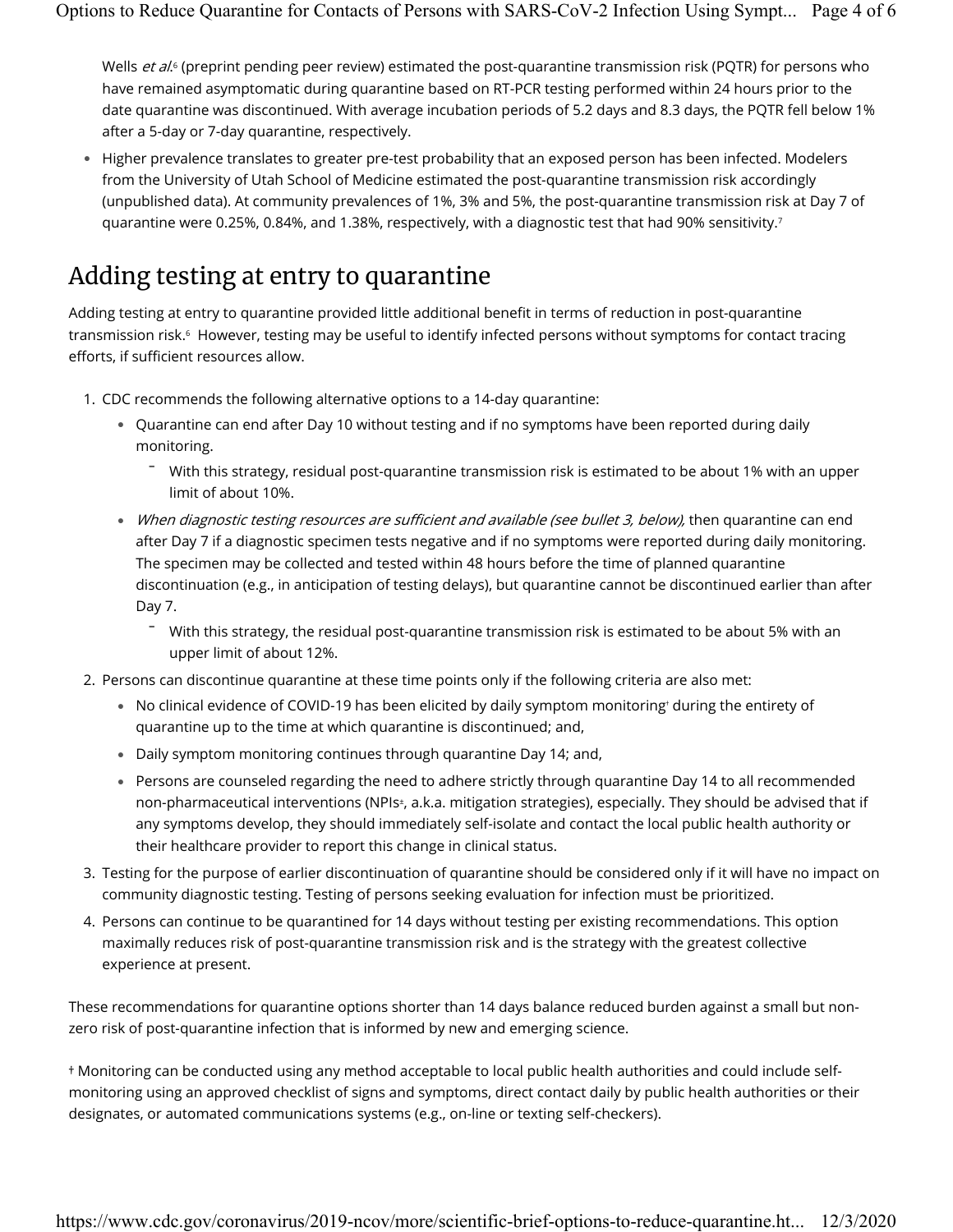Wells *et al.*[6] (preprint pending peer review) estimated the post-quarantine transmission risk (PQTR) for persons who have remained asymptomatic during quarantine based on RT-PCR testing performed within 24 hours prior to the date quarantine was discontinued. With average incubation periods of 5.2 days and 8.3 days, the PQTR fell below 1% after a 5-day or 7-day quarantine, respectively.

- Higher prevalence translates to greater pre-test probability that an exposed person has been infected. Modelers from the University of Utah School of Medicine estimated the post-quarantine transmission risk accordingly (unpublished data). At community prevalences of 1%, 3% and 5%, the post-quarantine transmission risk at Day 7 of quarantine were 0.25%, 0.84%, and 1.38%, respectively, with a diagnostic test that had 90% sensitivity.[7]

## Adding testing at entry to quarantine

Adding testing at entry to quarantine provided little additional benefit in terms of reduction in post-quarantine transmission risk.[6] However, testing may be useful to identify infected persons without symptoms for contact tracing efforts, if sufficient resources allow.

1. CDC recommends the following alternative options to a 14-day quarantine:
   - Quarantine can end after Day 10 without testing and if no symptoms have been reported during daily monitoring.
     - With this strategy, residual post-quarantine transmission risk is estimated to be about 1% with an upper limit of about 10%.
   - *When diagnostic testing resources are sufficient and available (see bullet 3, below),* then quarantine can end after Day 7 if a diagnostic specimen tests negative and if no symptoms were reported during daily monitoring. The specimen may be collected and tested within 48 hours before the time of planned quarantine discontinuation (e.g., in anticipation of testing delays), but quarantine cannot be discontinued earlier than after Day 7.
     - With this strategy, the residual post-quarantine transmission risk is estimated to be about 5% with an upper limit of about 12%.
2. Persons can discontinue quarantine at these time points only if the following criteria are also met:
   - No clinical evidence of COVID-19 has been elicited by daily symptom monitoring[†] during the entirety of quarantine up to the time at which quarantine is discontinued; and,
   - Daily symptom monitoring continues through quarantine Day 14; and,
   - Persons are counseled regarding the need to adhere strictly through quarantine Day 14 to all recommended non-pharmaceutical interventions (NPIs[‡], a.k.a. mitigation strategies), especially. They should be advised that if any symptoms develop, they should immediately self-isolate and contact the local public health authority or their healthcare provider to report this change in clinical status.
3. Testing for the purpose of earlier discontinuation of quarantine should be considered only if it will have no impact on community diagnostic testing. Testing of persons seeking evaluation for infection must be prioritized.
4. Persons can continue to be quarantined for 14 days without testing per existing recommendations. This option maximally reduces risk of post-quarantine transmission risk and is the strategy with the greatest collective experience at present.

These recommendations for quarantine options shorter than 14 days balance reduced burden against a small but non-zero risk of post-quarantine infection that is informed by new and emerging science.

† Monitoring can be conducted using any method acceptable to local public health authorities and could include self-monitoring using an approved checklist of signs and symptoms, direct contact daily by public health authorities or their designates, or automated communications systems (e.g., on-line or texting self-checkers).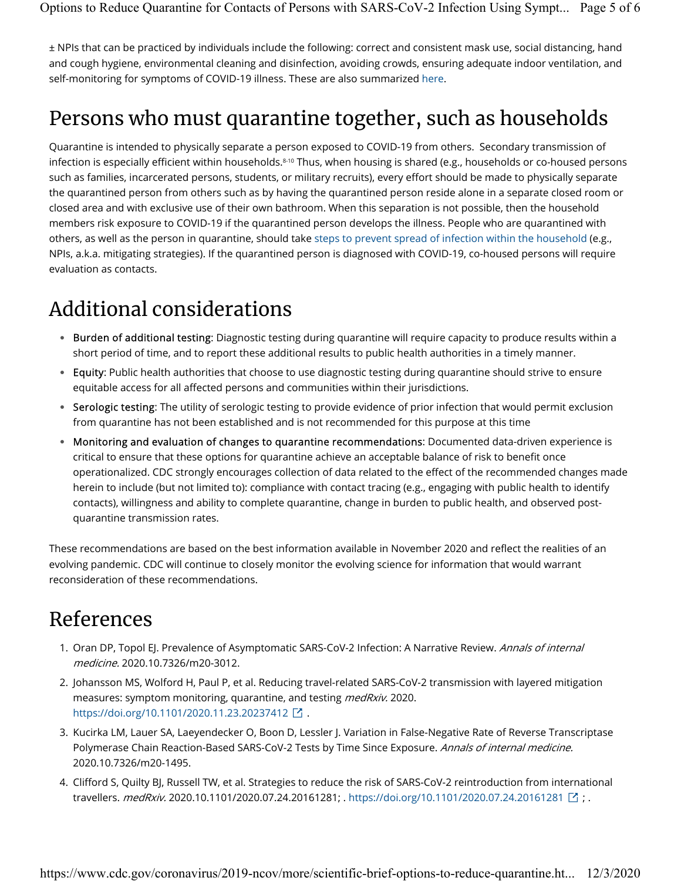± NPIs that can be practiced by individuals include the following: correct and consistent mask use, social distancing, hand and cough hygiene, environmental cleaning and disinfection, avoiding crowds, ensuring adequate indoor ventilation, and self-monitoring for symptoms of COVID-19 illness. These are also summarized here.

# Persons who must quarantine together, such as households

Quarantine is intended to physically separate a person exposed to COVID-19 from others. Secondary transmission of infection is especially efficient within households.[8-10] Thus, when housing is shared (e.g., households or co-housed persons such as families, incarcerated persons, students, or military recruits), every effort should be made to physically separate the quarantined person from others such as by having the quarantined person reside alone in a separate closed room or closed area and with exclusive use of their own bathroom. When this separation is not possible, then the household members risk exposure to COVID-19 if the quarantined person develops the illness. People who are quarantined with others, as well as the person in quarantine, should take steps to prevent spread of infection within the household (e.g., NPIs, a.k.a. mitigating strategies). If the quarantined person is diagnosed with COVID-19, co-housed persons will require evaluation as contacts.

# Additional considerations

- **Burden of additional testing**: Diagnostic testing during quarantine will require capacity to produce results within a short period of time, and to report these additional results to public health authorities in a timely manner.
- **Equity**: Public health authorities that choose to use diagnostic testing during quarantine should strive to ensure equitable access for all affected persons and communities within their jurisdictions.
- **Serologic testing**: The utility of serologic testing to provide evidence of prior infection that would permit exclusion from quarantine has not been established and is not recommended for this purpose at this time
- **Monitoring and evaluation of changes to quarantine recommendations**: Documented data-driven experience is critical to ensure that these options for quarantine achieve an acceptable balance of risk to benefit once operationalized. CDC strongly encourages collection of data related to the effect of the recommended changes made herein to include (but not limited to): compliance with contact tracing (e.g., engaging with public health to identify contacts), willingness and ability to complete quarantine, change in burden to public health, and observed post-quarantine transmission rates.

These recommendations are based on the best information available in November 2020 and reflect the realities of an evolving pandemic. CDC will continue to closely monitor the evolving science for information that would warrant reconsideration of these recommendations.

# References

1. Oran DP, Topol EJ. Prevalence of Asymptomatic SARS-CoV-2 Infection: A Narrative Review. *Annals of internal medicine.* 2020.10.7326/m20-3012.
2. Johansson MS, Wolford H, Paul P, et al. Reducing travel-related SARS-CoV-2 transmission with layered mitigation measures: symptom monitoring, quarantine, and testing *medRxiv.* 2020. https://doi.org/10.1101/2020.11.23.20237412 .
3. Kucirka LM, Lauer SA, Laeyendecker O, Boon D, Lessler J. Variation in False-Negative Rate of Reverse Transcriptase Polymerase Chain Reaction-Based SARS-CoV-2 Tests by Time Since Exposure. *Annals of internal medicine.* 2020.10.7326/m20-1495.
4. Clifford S, Quilty BJ, Russell TW, et al. Strategies to reduce the risk of SARS-CoV-2 reintroduction from international travellers. *medRxiv.* 2020.10.1101/2020.07.24.20161281; . https://doi.org/10.1101/2020.07.24.20161281 ; .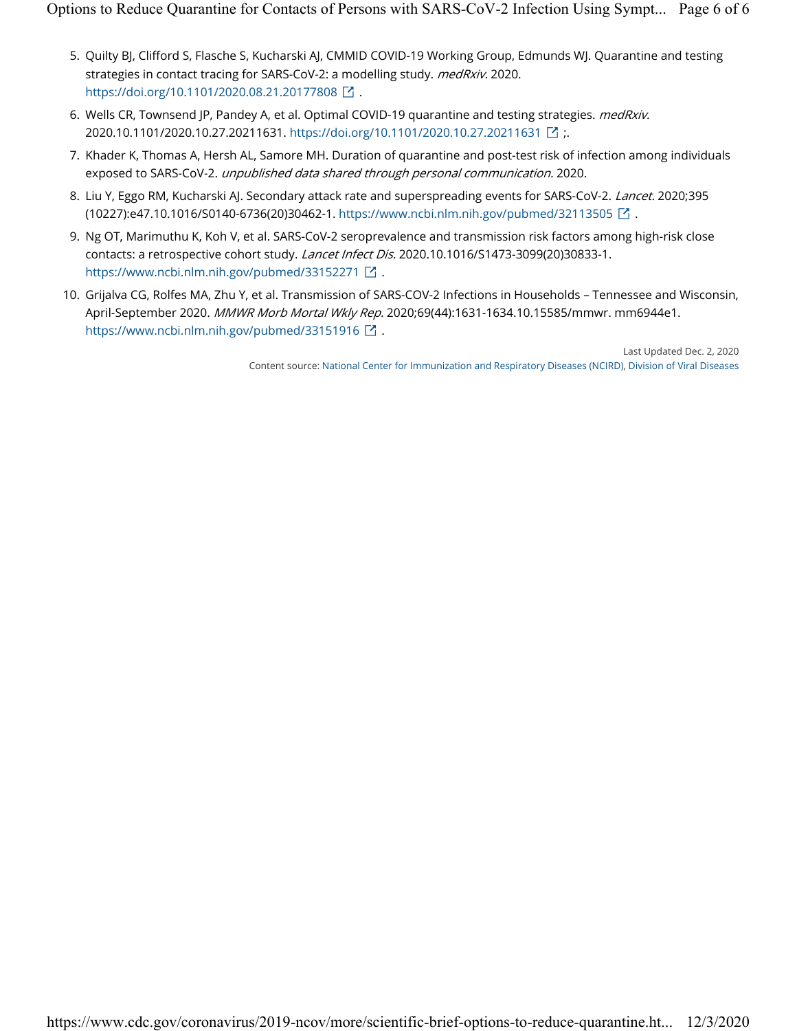5. Quilty BJ, Clifford S, Flasche S, Kucharski AJ, CMMID COVID-19 Working Group, Edmunds WJ. Quarantine and testing strategies in contact tracing for SARS-CoV-2: a modelling study. *medRxiv.* 2020. https://doi.org/10.1101/2020.08.21.20177808 .
6. Wells CR, Townsend JP, Pandey A, et al. Optimal COVID-19 quarantine and testing strategies. *medRxiv.* 2020.10.1101/2020.10.27.20211631. https://doi.org/10.1101/2020.10.27.20211631 ;.
7. Khader K, Thomas A, Hersh AL, Samore MH. Duration of quarantine and post-test risk of infection among individuals exposed to SARS-CoV-2. *unpublished data shared through personal communication.* 2020.
8. Liu Y, Eggo RM, Kucharski AJ. Secondary attack rate and superspreading events for SARS-CoV-2. *Lancet.* 2020;395 (10227):e47.10.1016/S0140-6736(20)30462-1. https://www.ncbi.nlm.nih.gov/pubmed/32113505 .
9. Ng OT, Marimuthu K, Koh V, et al. SARS-CoV-2 seroprevalence and transmission risk factors among high-risk close contacts: a retrospective cohort study. *Lancet Infect Dis.* 2020.10.1016/S1473-3099(20)30833-1. https://www.ncbi.nlm.nih.gov/pubmed/33152271 .
10. Grijalva CG, Rolfes MA, Zhu Y, et al. Transmission of SARS-COV-2 Infections in Households – Tennessee and Wisconsin, April-September 2020. *MMWR Morb Mortal Wkly Rep.* 2020;69(44):1631-1634.10.15585/mmwr. mm6944e1. https://www.ncbi.nlm.nih.gov/pubmed/33151916 .

Last Updated Dec. 2, 2020

Content source: National Center for Immunization and Respiratory Diseases (NCIRD), Division of Viral Diseases